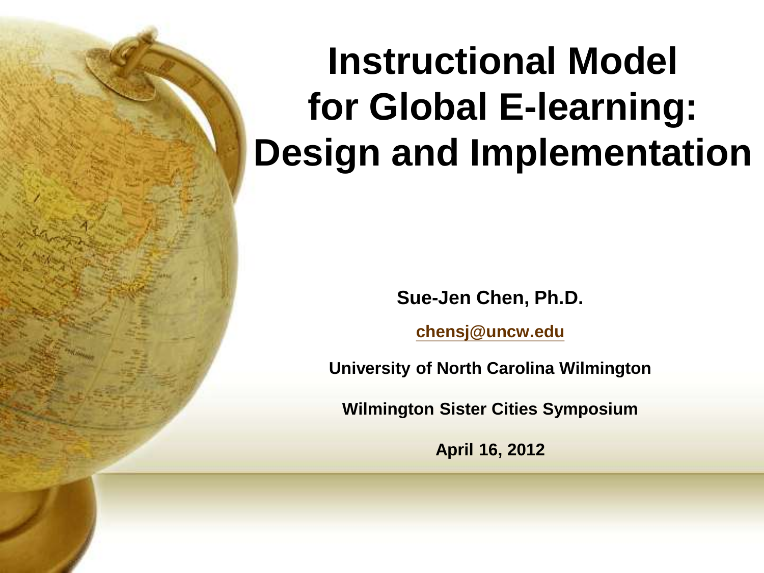# Instructional Model for Global E-learning: Design and Implementation

**Sue-Jen Chen, Ph.D.**

**chensj@uncw.edu**

**University of North Carolina Wilmington**

**Wilmington Sister Cities Symposium**

**April 16, 2012**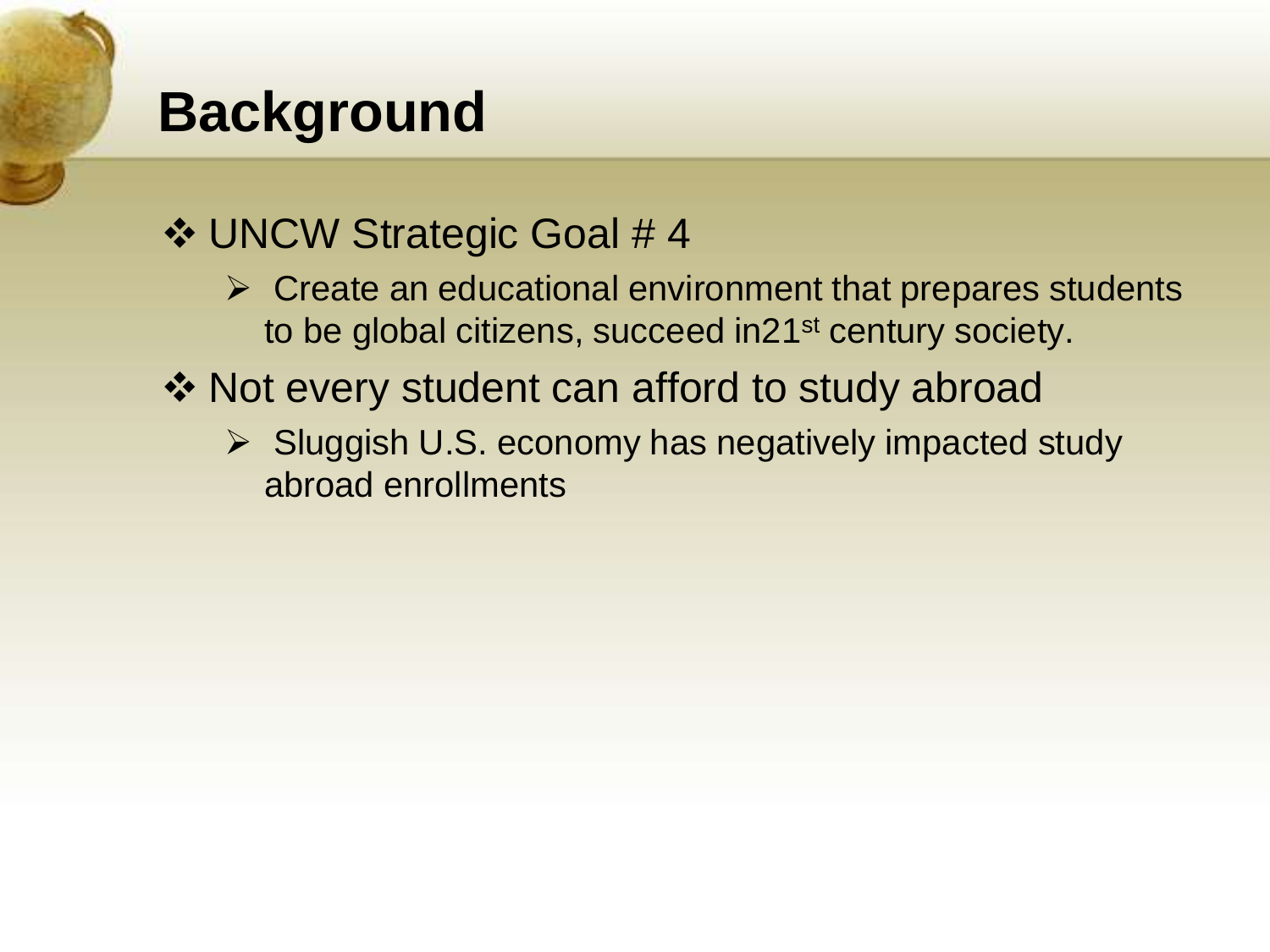# Background

- UNCW Strategic Goal # 4
  - Create an educational environment that prepares students to be global citizens, succeed in21st century society.
- Not every student can afford to study abroad
  - Sluggish U.S. economy has negatively impacted study abroad enrollments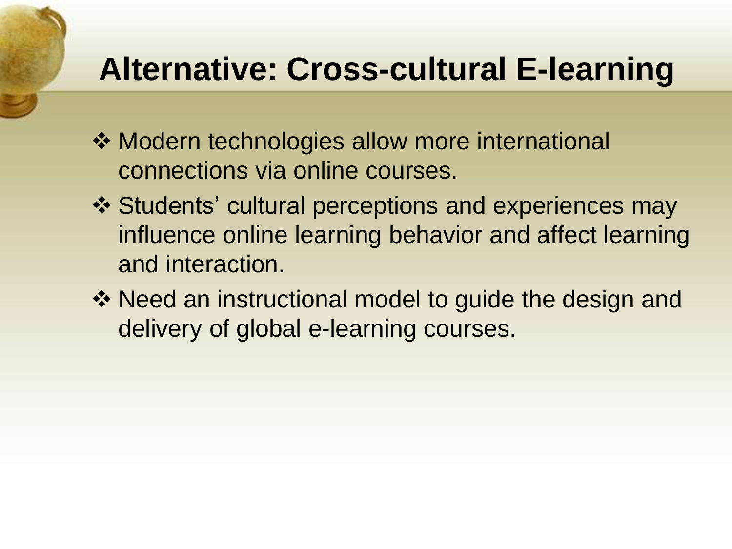# Alternative: Cross-cultural E-learning

- Modern technologies allow more international connections via online courses.
- Students' cultural perceptions and experiences may influence online learning behavior and affect learning and interaction.
- Need an instructional model to guide the design and delivery of global e-learning courses.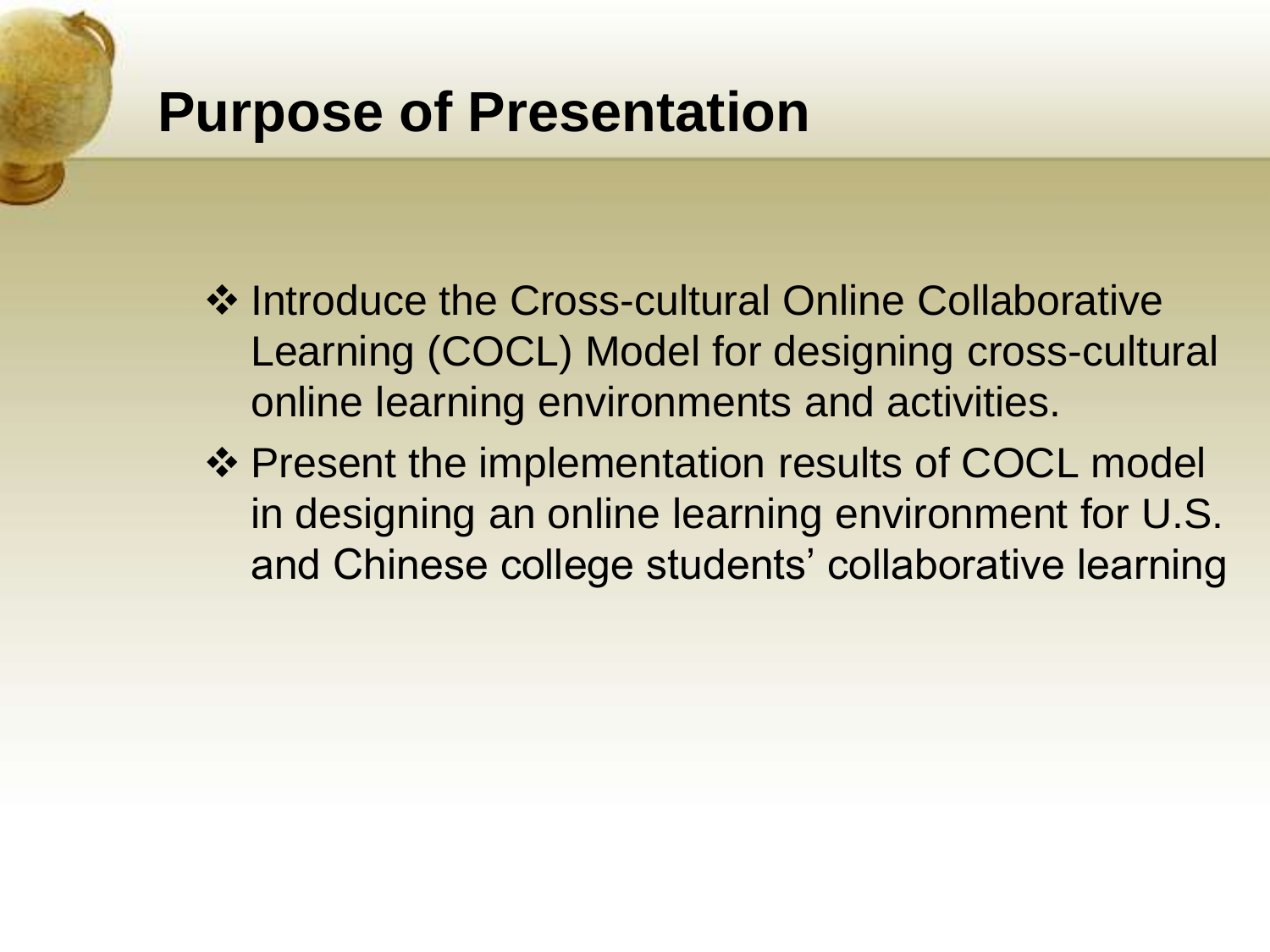# Purpose of Presentation

- Introduce the Cross-cultural Online Collaborative Learning (COCL) Model for designing cross-cultural online learning environments and activities.
- Present the implementation results of COCL model in designing an online learning environment for U.S. and Chinese college students' collaborative learning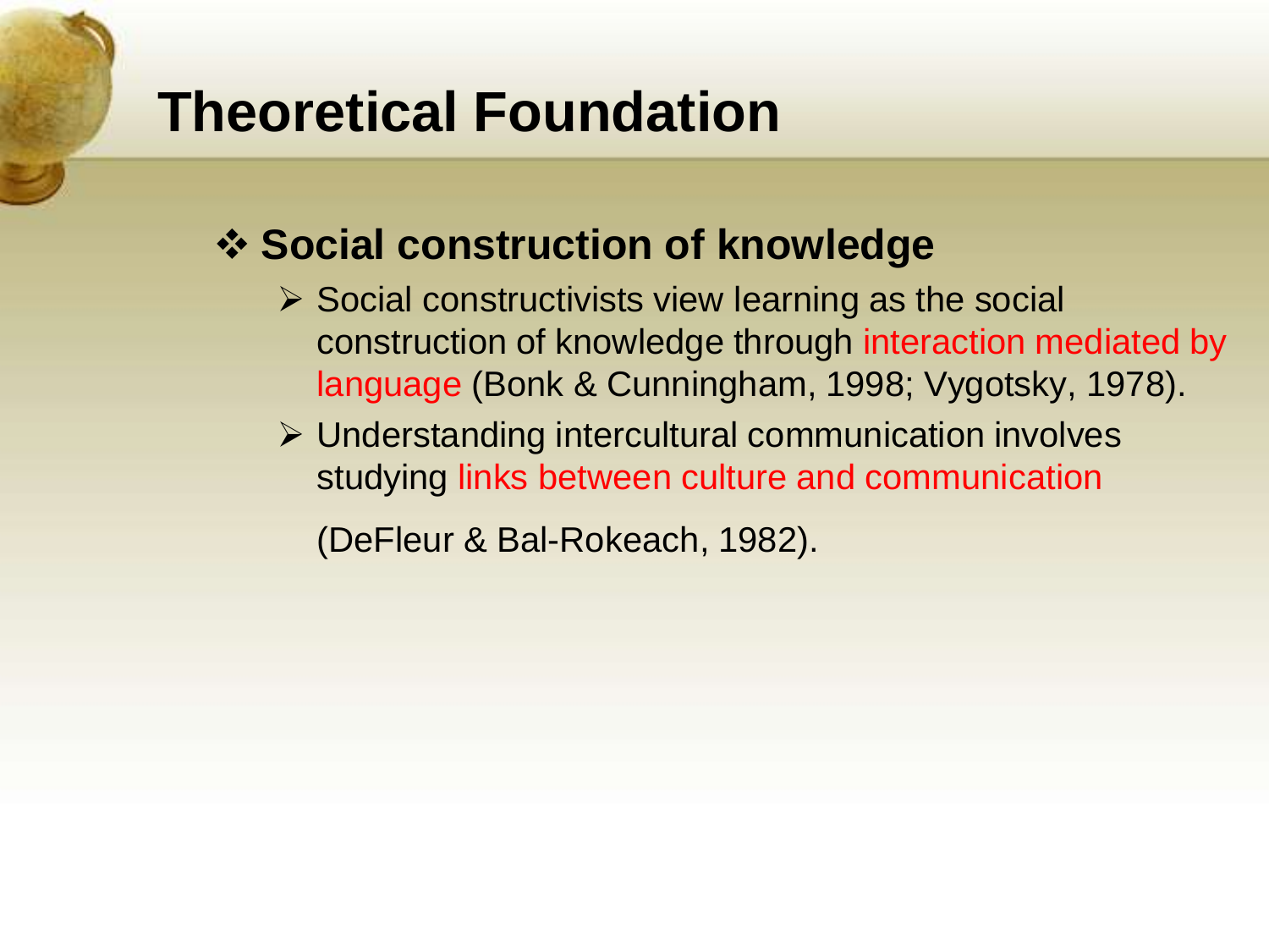# Theoretical Foundation

- **Social construction of knowledge**
  - Social constructivists view learning as the social construction of knowledge through interaction mediated by language (Bonk & Cunningham, 1998; Vygotsky, 1978).
  - Understanding intercultural communication involves studying links between culture and communication

    (DeFleur & Bal-Rokeach, 1982).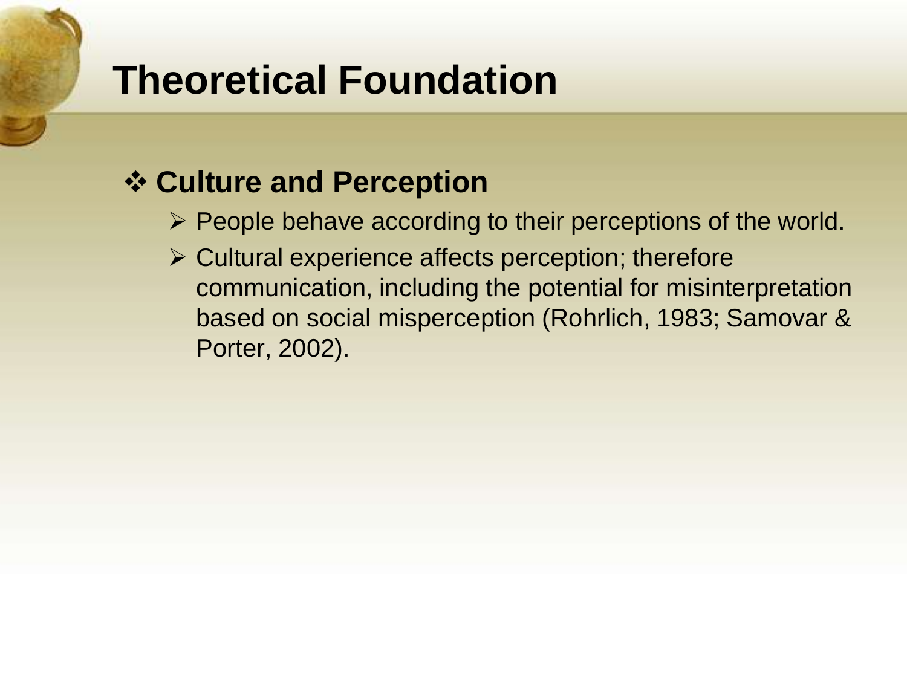# Theoretical Foundation

- **Culture and Perception**
  - People behave according to their perceptions of the world.
  - Cultural experience affects perception; therefore communication, including the potential for misinterpretation based on social misperception (Rohrlich, 1983; Samovar & Porter, 2002).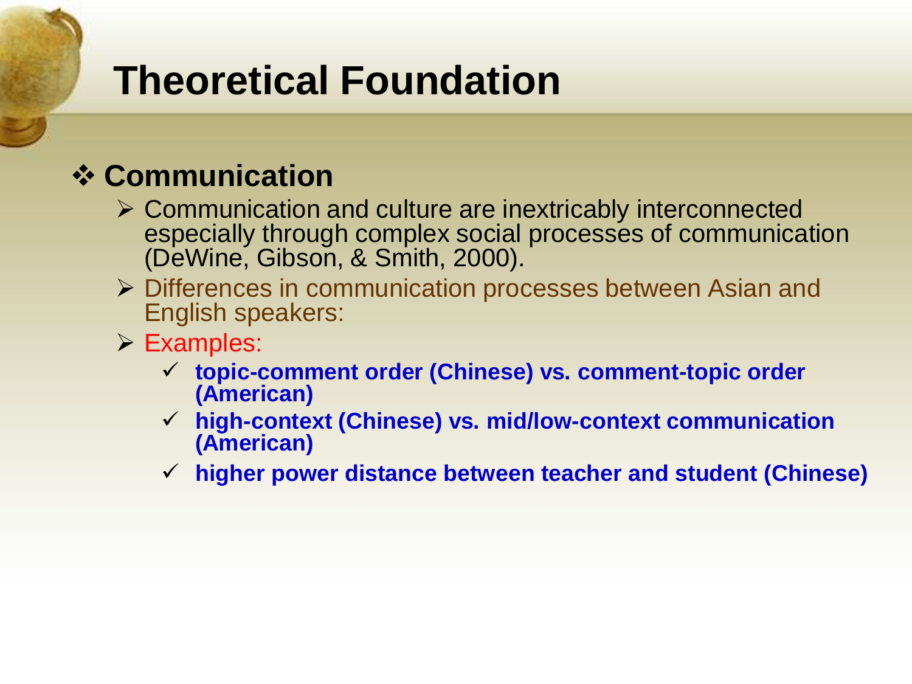# Theoretical Foundation

## Communication

- Communication and culture are inextricably interconnected especially through complex social processes of communication (DeWine, Gibson, & Smith, 2000).
- Differences in communication processes between Asian and English speakers:
- Examples:
  - **topic-comment order (Chinese) vs. comment-topic order (American)**
  - **high-context (Chinese) vs. mid/low-context communication (American)**
  - **higher power distance between teacher and student (Chinese)**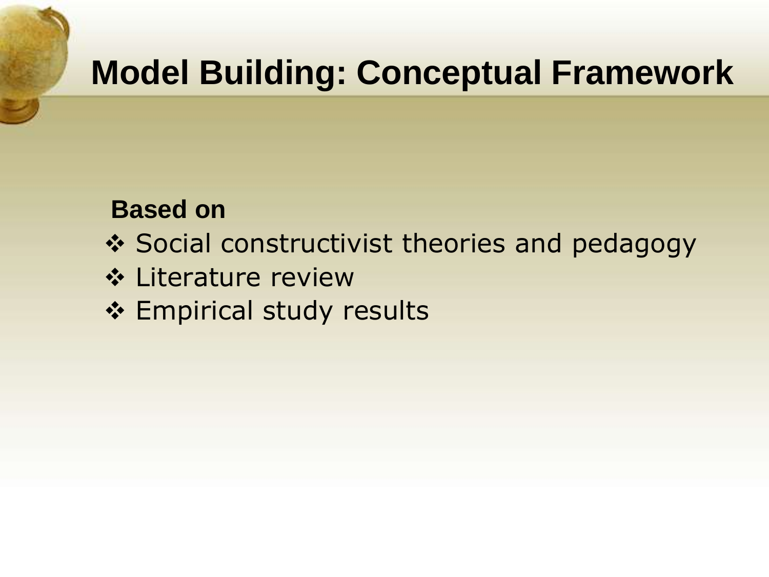# Model Building: Conceptual Framework

**Based on**

- Social constructivist theories and pedagogy
- Literature review
- Empirical study results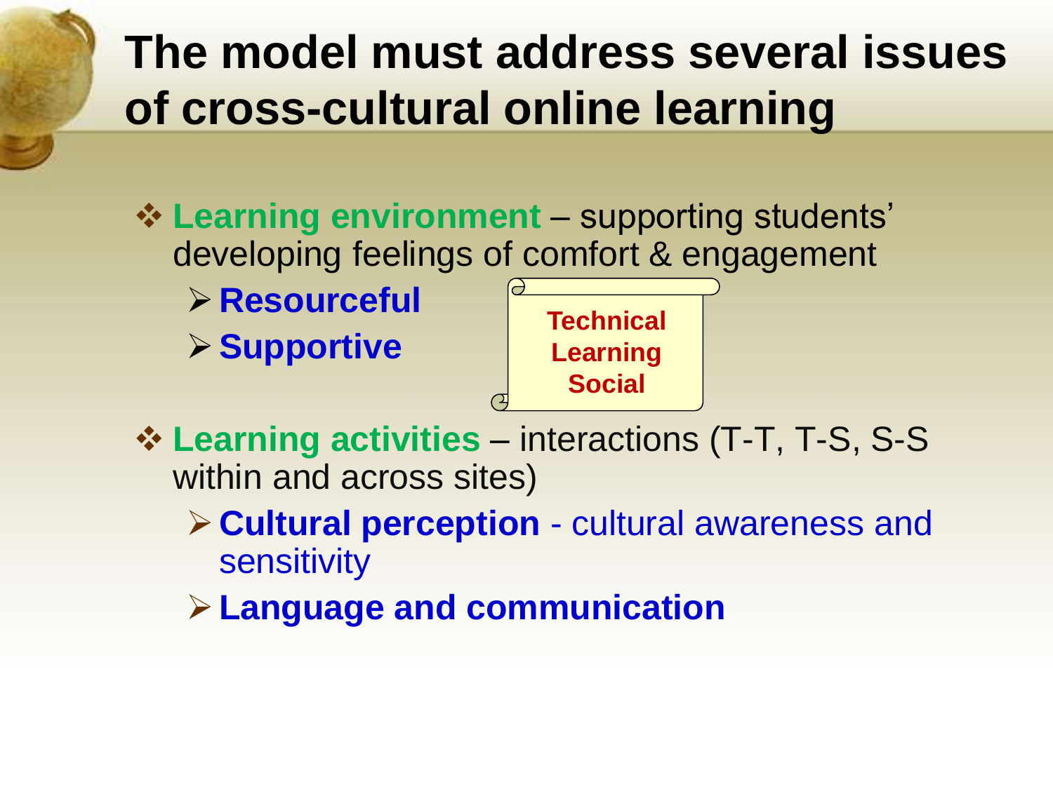# The model must address several issues of cross-cultural online learning

- **Learning environment** – supporting students' developing feelings of comfort & engagement
  - **Resourceful**
  - **Supportive**

  **Technical**
  **Learning**
  **Social**

- **Learning activities** – interactions (T-T, T-S, S-S within and across sites)
  - **Cultural perception** - cultural awareness and sensitivity
  - **Language and communication**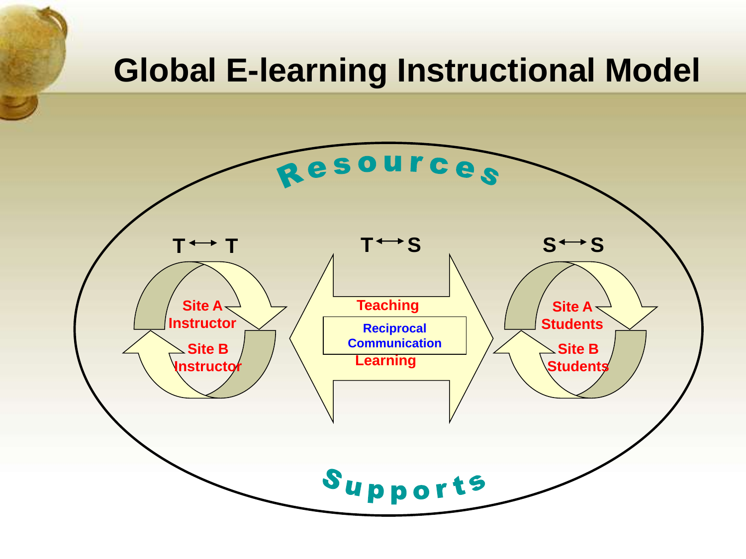# Global E-learning Instructional Model

Resources

T ↔ T

Site A Instructor

Site B Instructor

T ↔ S

Teaching

Reciprocal Communication

Learning

S ↔ S

Site A Students

Site B Students

Supports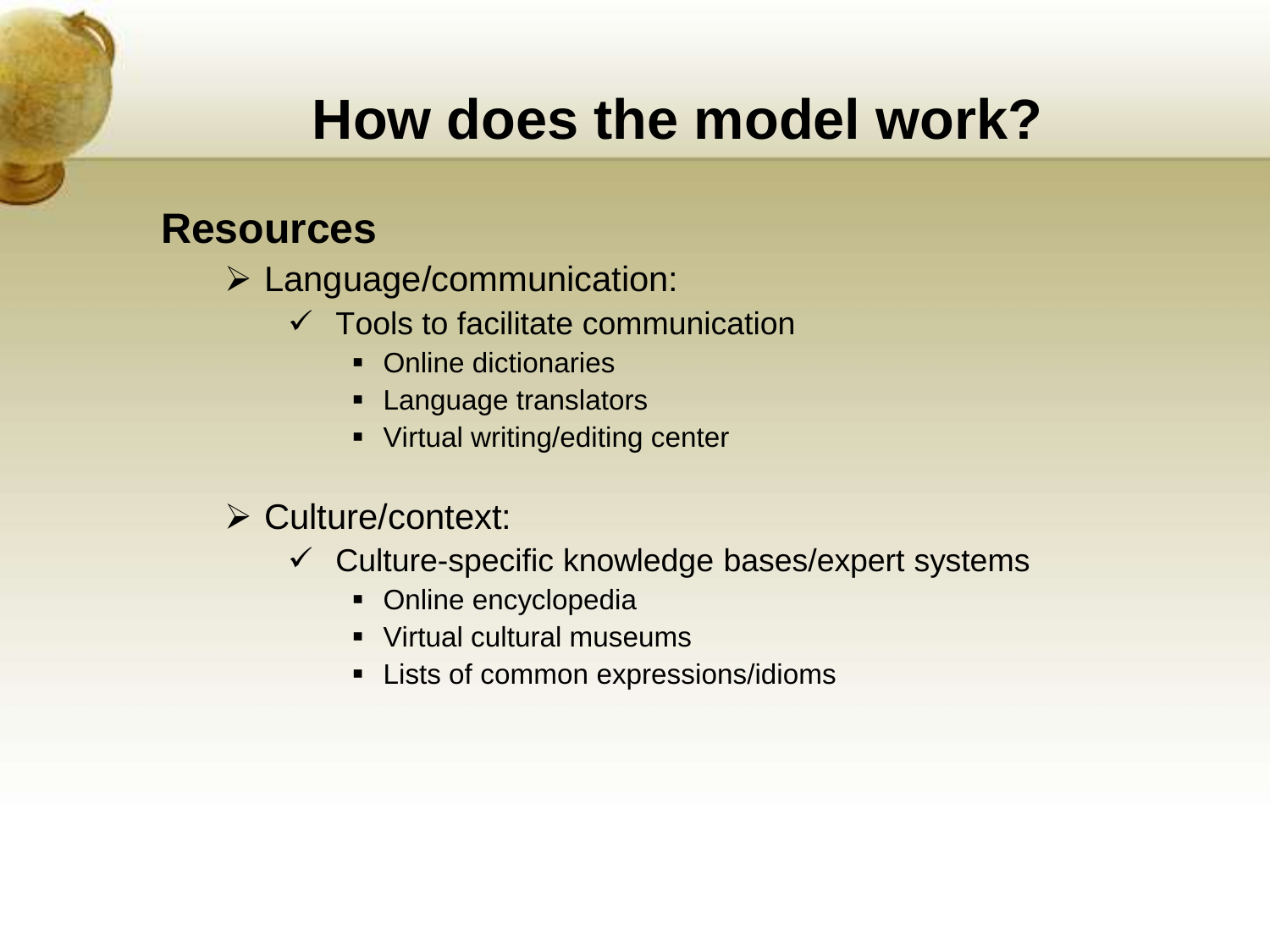# How does the model work?

## Resources

- Language/communication:
  - Tools to facilitate communication
    - Online dictionaries
    - Language translators
    - Virtual writing/editing center

- Culture/context:
  - Culture-specific knowledge bases/expert systems
    - Online encyclopedia
    - Virtual cultural museums
    - Lists of common expressions/idioms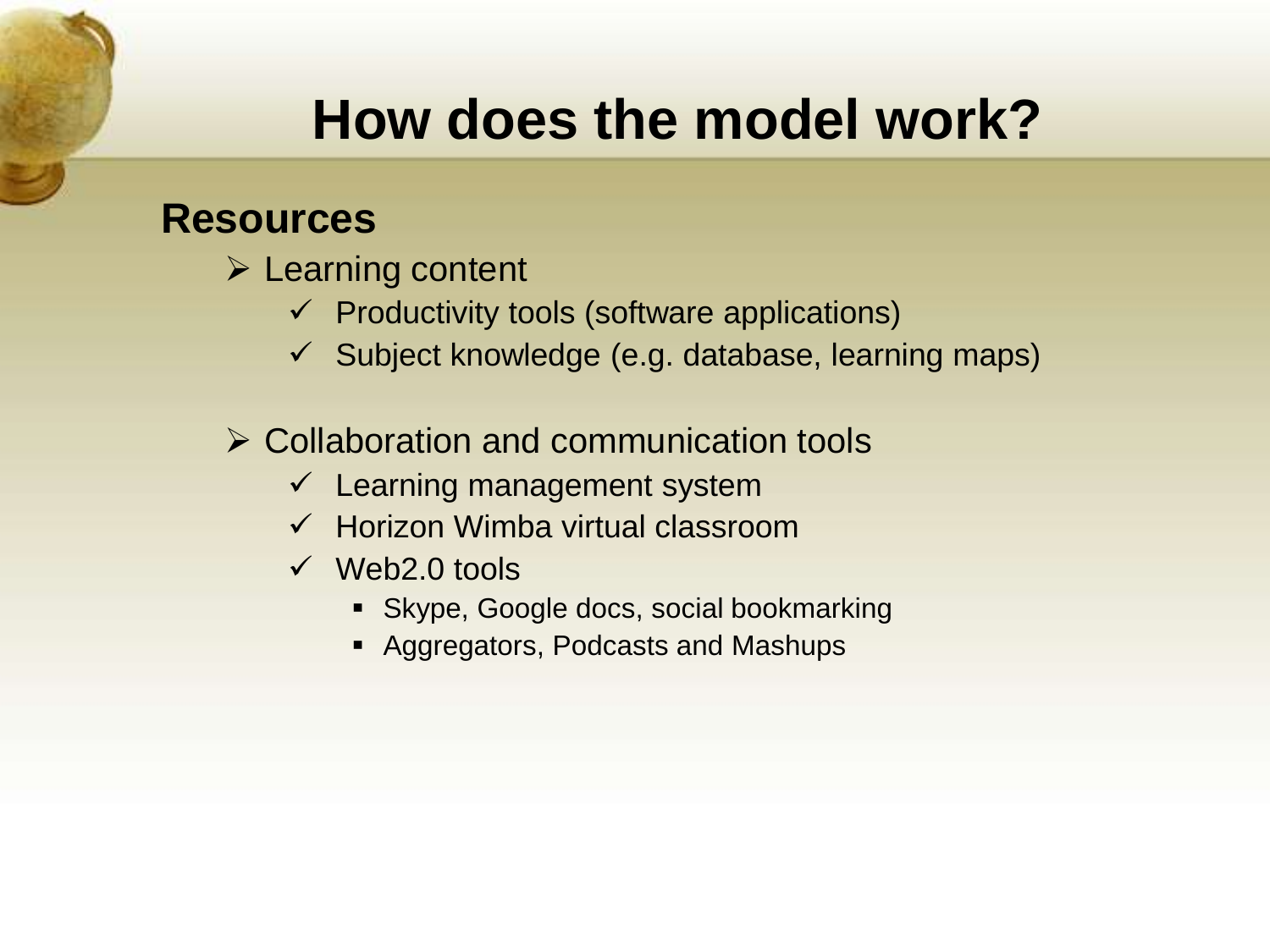# How does the model work?

## Resources

- Learning content
  - Productivity tools (software applications)
  - Subject knowledge (e.g. database, learning maps)

- Collaboration and communication tools
  - Learning management system
  - Horizon Wimba virtual classroom
  - Web2.0 tools
    - Skype, Google docs, social bookmarking
    - Aggregators, Podcasts and Mashups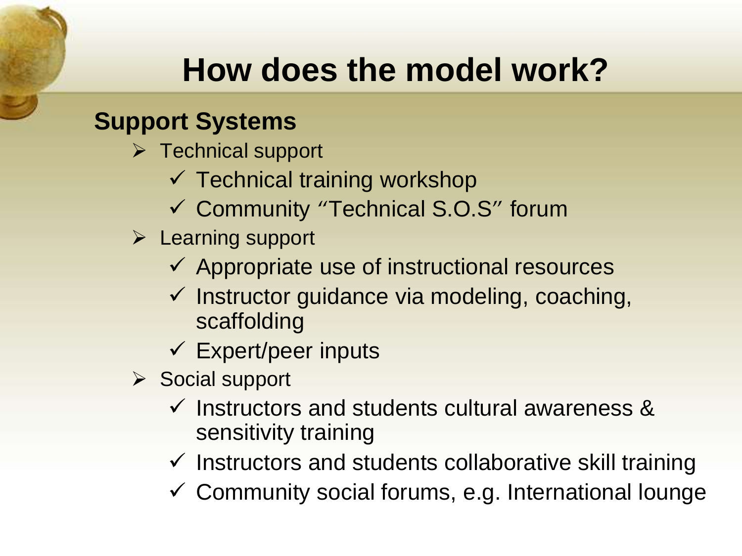# How does the model work?

## Support Systems

- Technical support
  - ✓ Technical training workshop
  - ✓ Community "Technical S.O.S" forum
- Learning support
  - ✓ Appropriate use of instructional resources
  - ✓ Instructor guidance via modeling, coaching, scaffolding
  - ✓ Expert/peer inputs
- Social support
  - ✓ Instructors and students cultural awareness & sensitivity training
  - ✓ Instructors and students collaborative skill training
  - ✓ Community social forums, e.g. International lounge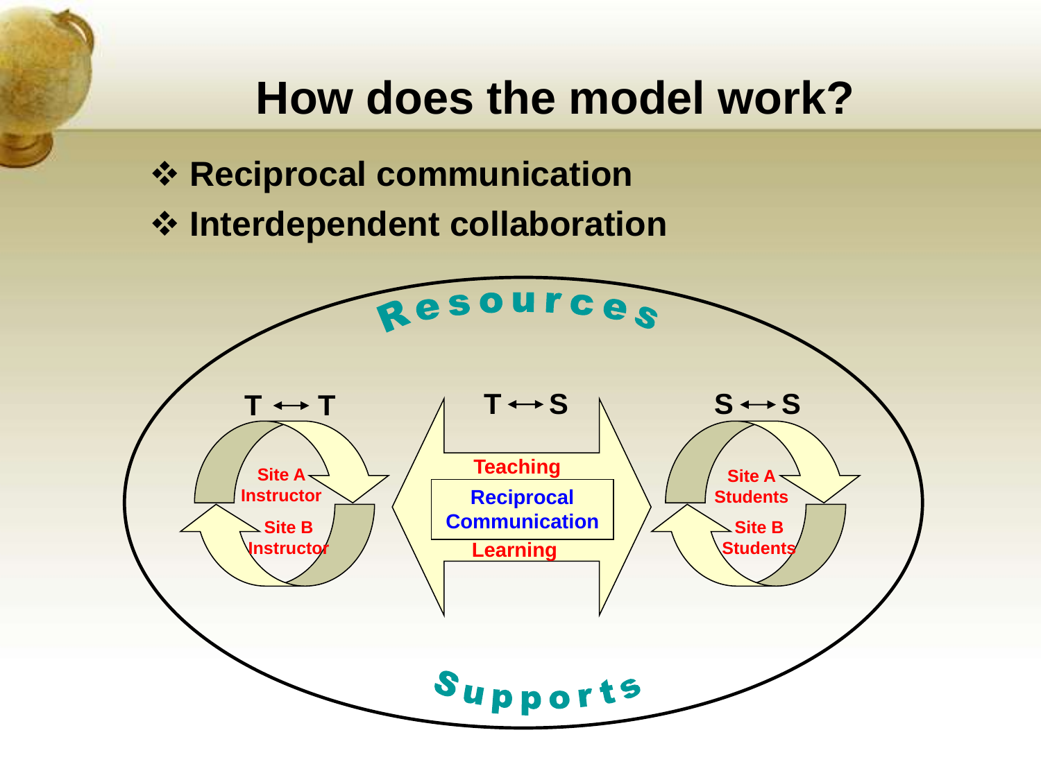# How does the model work?

- Reciprocal communication
- Interdependent collaboration

Resources

T ↔ T

Site A Instructor

Site B Instructor

T ↔ S

Teaching

Reciprocal Communication

Learning

S ↔ S

Site A Students

Site B Students

Supports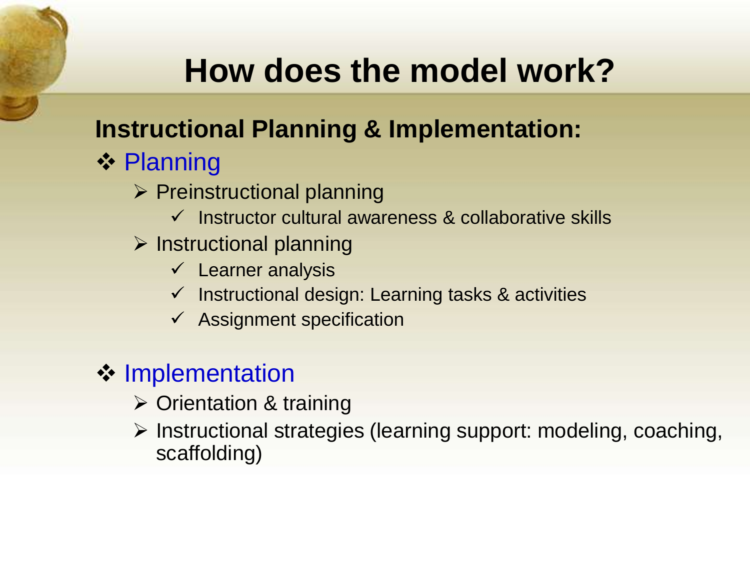# How does the model work?

**Instructional Planning & Implementation:**

- Planning
  - Preinstructional planning
    - Instructor cultural awareness & collaborative skills
  - Instructional planning
    - Learner analysis
    - Instructional design: Learning tasks & activities
    - Assignment specification

- Implementation
  - Orientation & training
  - Instructional strategies (learning support: modeling, coaching, scaffolding)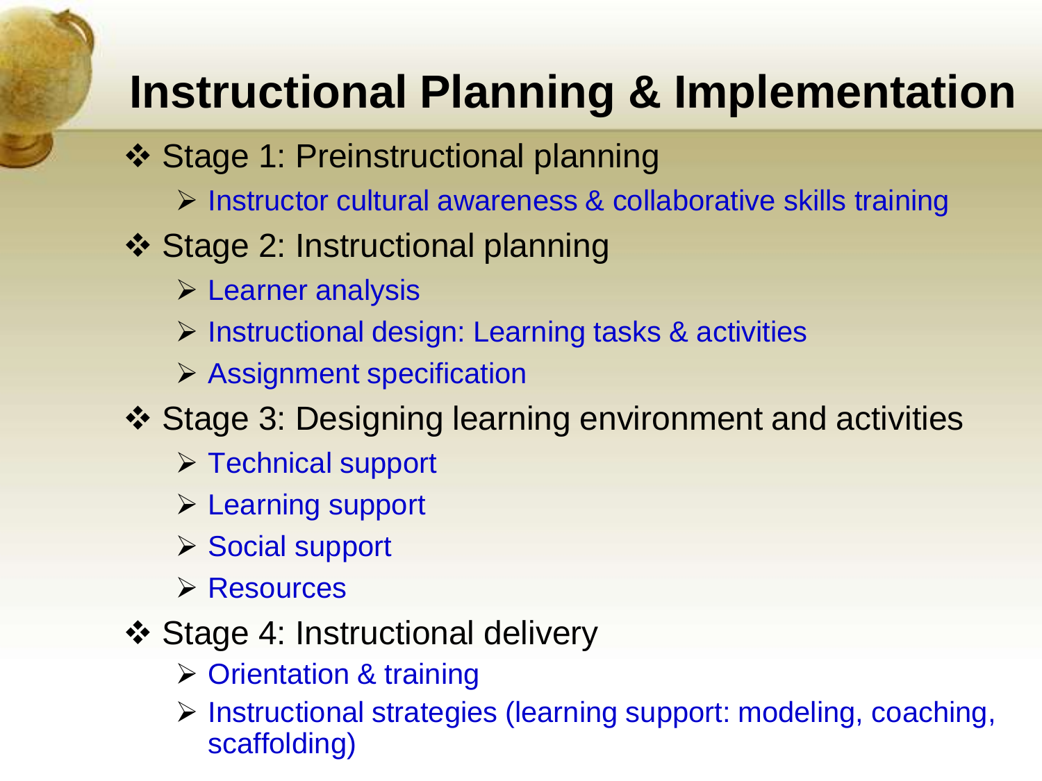# Instructional Planning & Implementation

- Stage 1: Preinstructional planning
  - Instructor cultural awareness & collaborative skills training
- Stage 2: Instructional planning
  - Learner analysis
  - Instructional design: Learning tasks & activities
  - Assignment specification
- Stage 3: Designing learning environment and activities
  - Technical support
  - Learning support
  - Social support
  - Resources
- Stage 4: Instructional delivery
  - Orientation & training
  - Instructional strategies (learning support: modeling, coaching, scaffolding)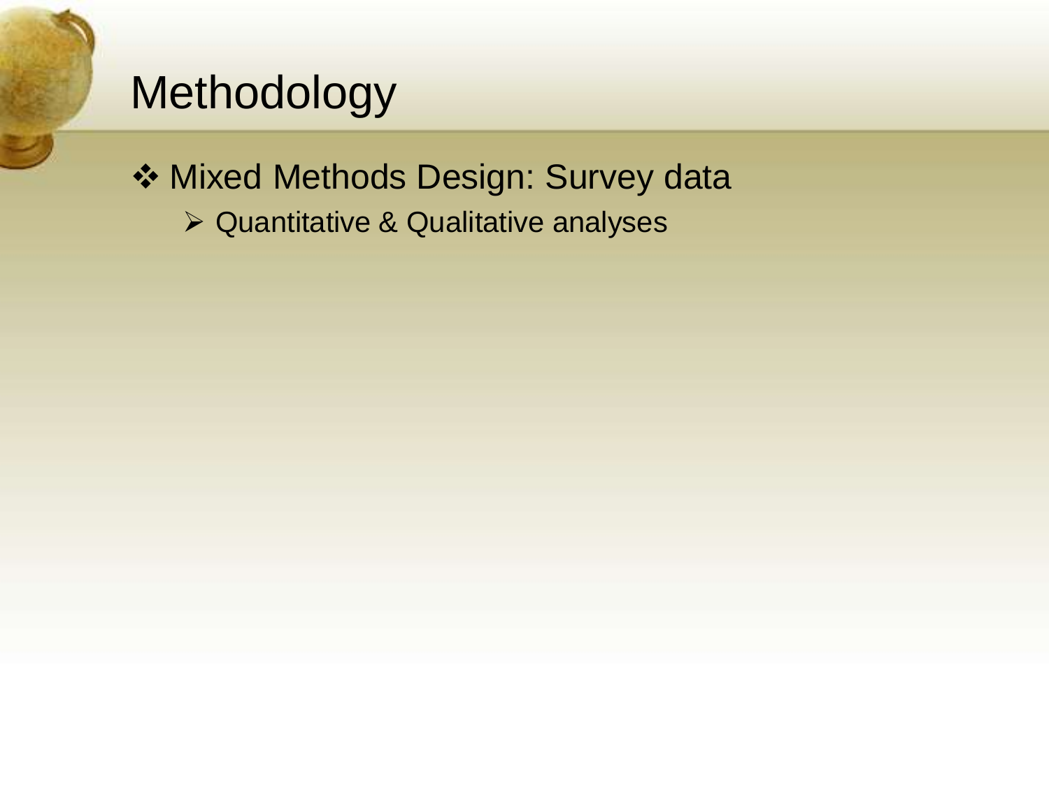# Methodology

- Mixed Methods Design: Survey data
  - Quantitative & Qualitative analyses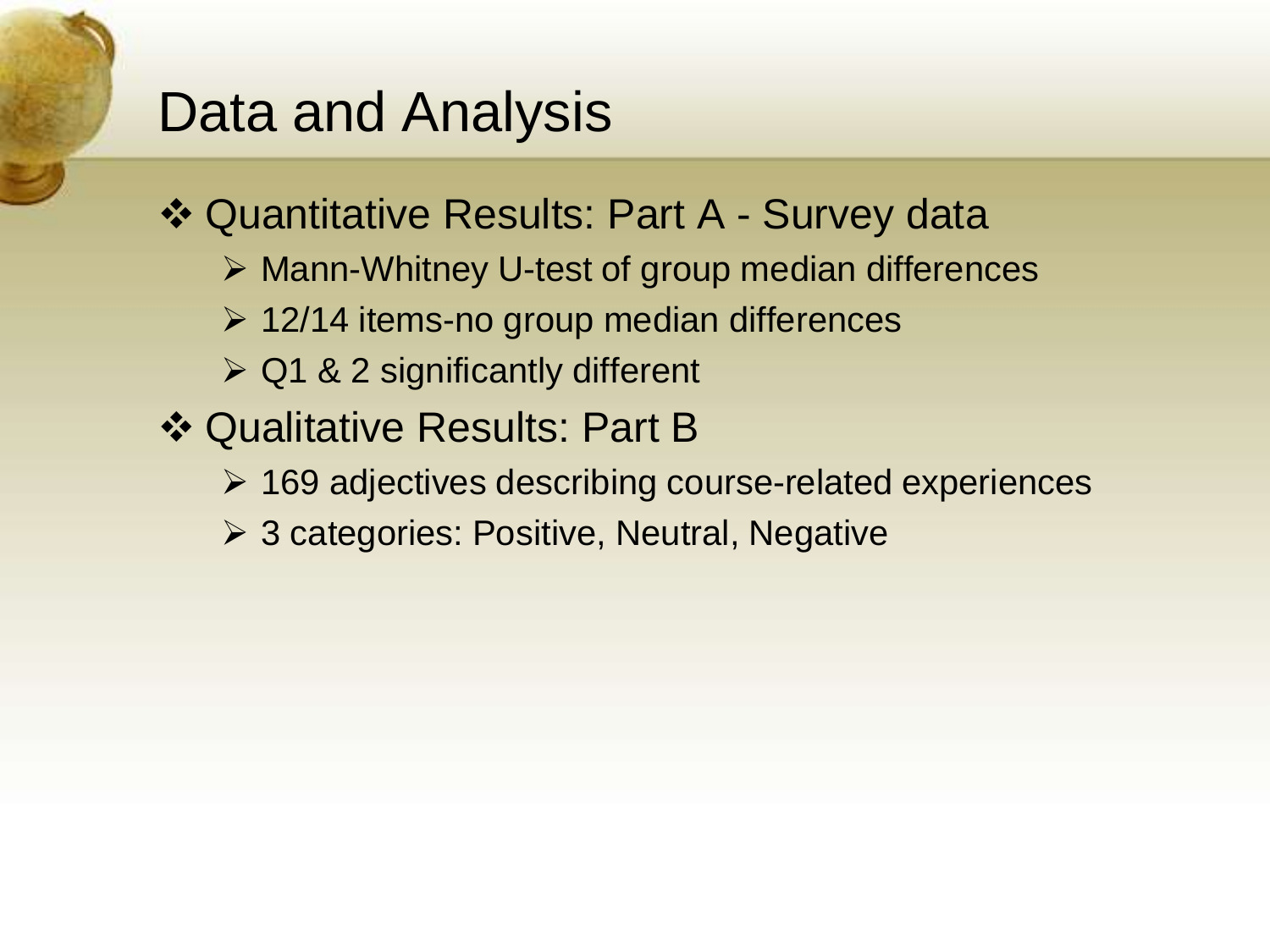# Data and Analysis

- Quantitative Results: Part A - Survey data
  - Mann-Whitney U-test of group median differences
  - 12/14 items-no group median differences
  - Q1 & 2 significantly different
- Qualitative Results: Part B
  - 169 adjectives describing course-related experiences
  - 3 categories: Positive, Neutral, Negative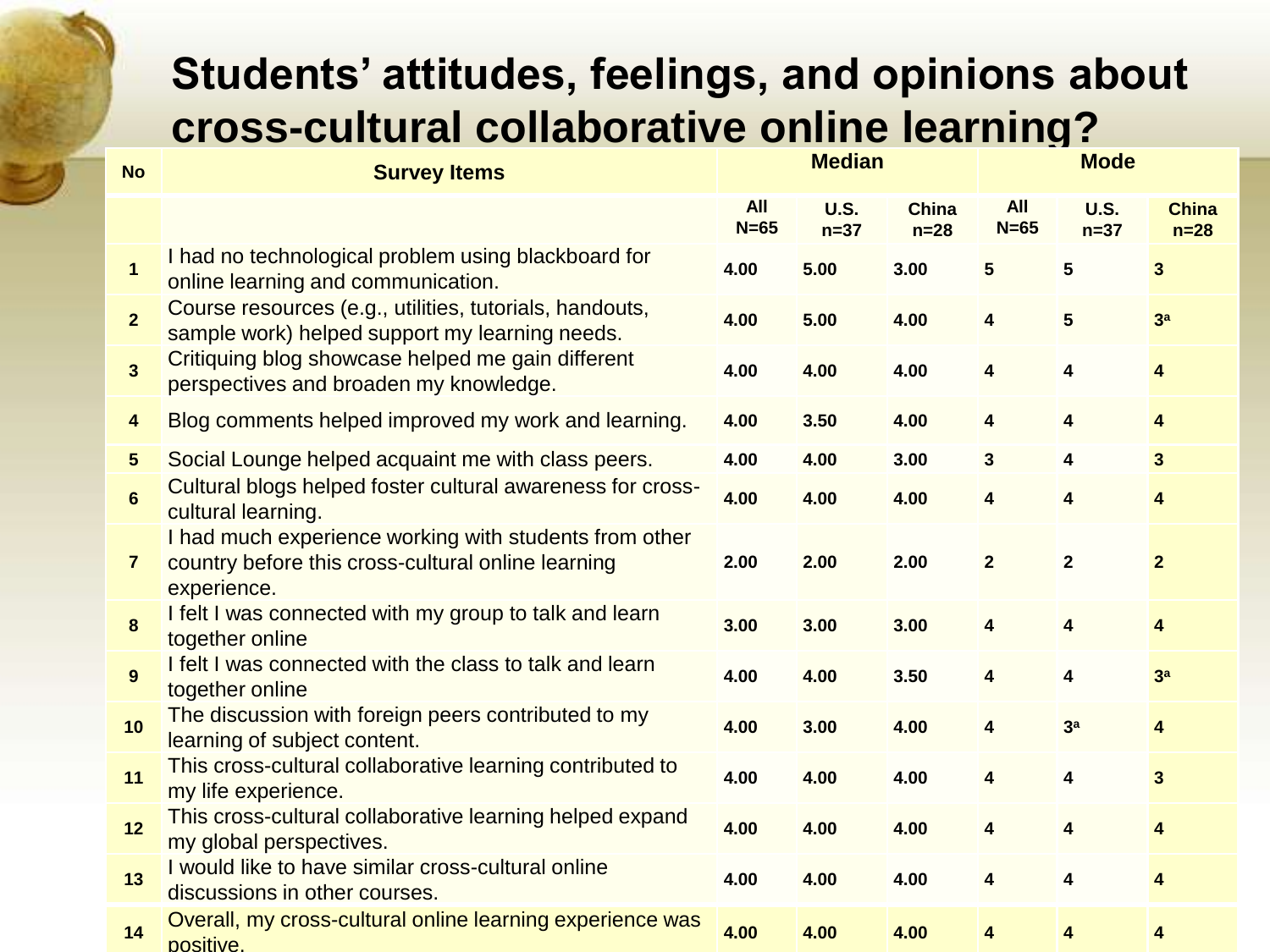# Students' attitudes, feelings, and opinions about cross-cultural collaborative online learning?

| No | Survey Items | Median | | | Mode | | |
|---|---|---|---|---|---|---|---|
| | | All N=65 | U.S. n=37 | China n=28 | All N=65 | U.S. n=37 | China n=28 |
| 1 | I had no technological problem using blackboard for online learning and communication. | 4.00 | 5.00 | 3.00 | 5 | 5 | 3 |
| 2 | Course resources (e.g., utilities, tutorials, handouts, sample work) helped support my learning needs. | 4.00 | 5.00 | 4.00 | 4 | 5 | 3[a] |
| 3 | Critiquing blog showcase helped me gain different perspectives and broaden my knowledge. | 4.00 | 4.00 | 4.00 | 4 | 4 | 4 |
| 4 | Blog comments helped improved my work and learning. | 4.00 | 3.50 | 4.00 | 4 | 4 | 4 |
| 5 | Social Lounge helped acquaint me with class peers. | 4.00 | 4.00 | 3.00 | 3 | 4 | 3 |
| 6 | Cultural blogs helped foster cultural awareness for cross-cultural learning. | 4.00 | 4.00 | 4.00 | 4 | 4 | 4 |
| 7 | I had much experience working with students from other country before this cross-cultural online learning experience. | 2.00 | 2.00 | 2.00 | 2 | 2 | 2 |
| 8 | I felt I was connected with my group to talk and learn together online | 3.00 | 3.00 | 3.00 | 4 | 4 | 4 |
| 9 | I felt I was connected with the class to talk and learn together online | 4.00 | 4.00 | 3.50 | 4 | 4 | 3[a] |
| 10 | The discussion with foreign peers contributed to my learning of subject content. | 4.00 | 3.00 | 4.00 | 4 | 3[a] | 4 |
| 11 | This cross-cultural collaborative learning contributed to my life experience. | 4.00 | 4.00 | 4.00 | 4 | 4 | 3 |
| 12 | This cross-cultural collaborative learning helped expand my global perspectives. | 4.00 | 4.00 | 4.00 | 4 | 4 | 4 |
| 13 | I would like to have similar cross-cultural online discussions in other courses. | 4.00 | 4.00 | 4.00 | 4 | 4 | 4 |
| 14 | Overall, my cross-cultural online learning experience was positive. | 4.00 | 4.00 | 4.00 | 4 | 4 | 4 |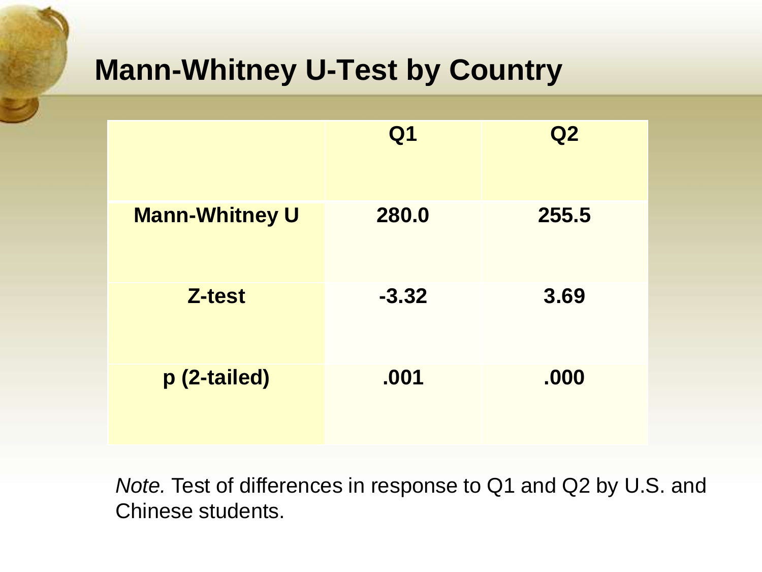## Mann-Whitney U-Test by Country

| | Q1 | Q2 |
|---|---|---|
| **Mann-Whitney U** | **280.0** | **255.5** |
| **Z-test** | **-3.32** | **3.69** |
| **p (2-tailed)** | **.001** | **.000** |

*Note.* Test of differences in response to Q1 and Q2 by U.S. and Chinese students.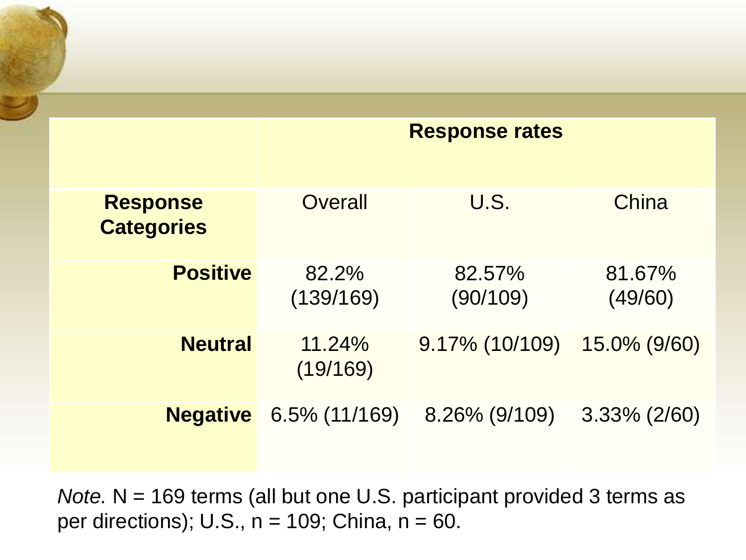| | Response rates | | |
|---|---|---|---|
| **Response Categories** | Overall | U.S. | China |
| **Positive** | 82.2% (139/169) | 82.57% (90/109) | 81.67% (49/60) |
| **Neutral** | 11.24% (19/169) | 9.17% (10/109) | 15.0% (9/60) |
| **Negative** | 6.5% (11/169) | 8.26% (9/109) | 3.33% (2/60) |

*Note.* N = 169 terms (all but one U.S. participant provided 3 terms as per directions); U.S., n = 109; China, n = 60.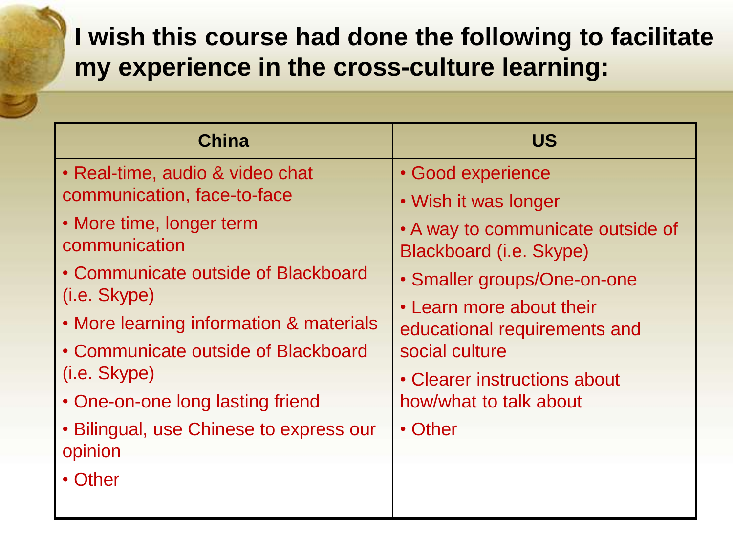# I wish this course had done the following to facilitate my experience in the cross-culture learning:

| China | US |
| --- | --- |
| • Real-time, audio & video chat communication, face-to-face<br>• More time, longer term communication<br>• Communicate outside of Blackboard (i.e. Skype)<br>• More learning information & materials<br>• Communicate outside of Blackboard (i.e. Skype)<br>• One-on-one long lasting friend<br>• Bilingual, use Chinese to express our opinion<br>• Other | • Good experience<br>• Wish it was longer<br>• A way to communicate outside of Blackboard (i.e. Skype)<br>• Smaller groups/One-on-one<br>• Learn more about their educational requirements and social culture<br>• Clearer instructions about how/what to talk about<br>• Other |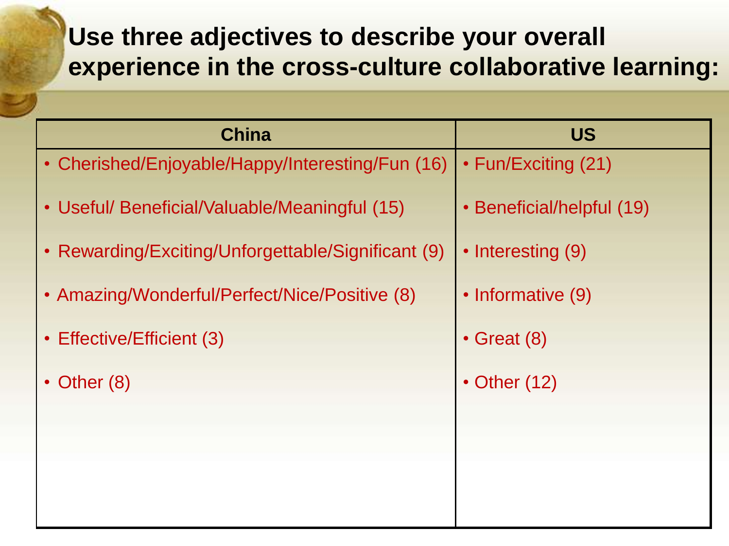# Use three adjectives to describe your overall experience in the cross-culture collaborative learning:

| China | US |
| --- | --- |
| • Cherished/Enjoyable/Happy/Interesting/Fun (16) | • Fun/Exciting (21) |
| • Useful/ Beneficial/Valuable/Meaningful (15) | • Beneficial/helpful (19) |
| • Rewarding/Exciting/Unforgettable/Significant (9) | • Interesting (9) |
| • Amazing/Wonderful/Perfect/Nice/Positive (8) | • Informative (9) |
| • Effective/Efficient (3) | • Great (8) |
| • Other (8) | • Other (12) |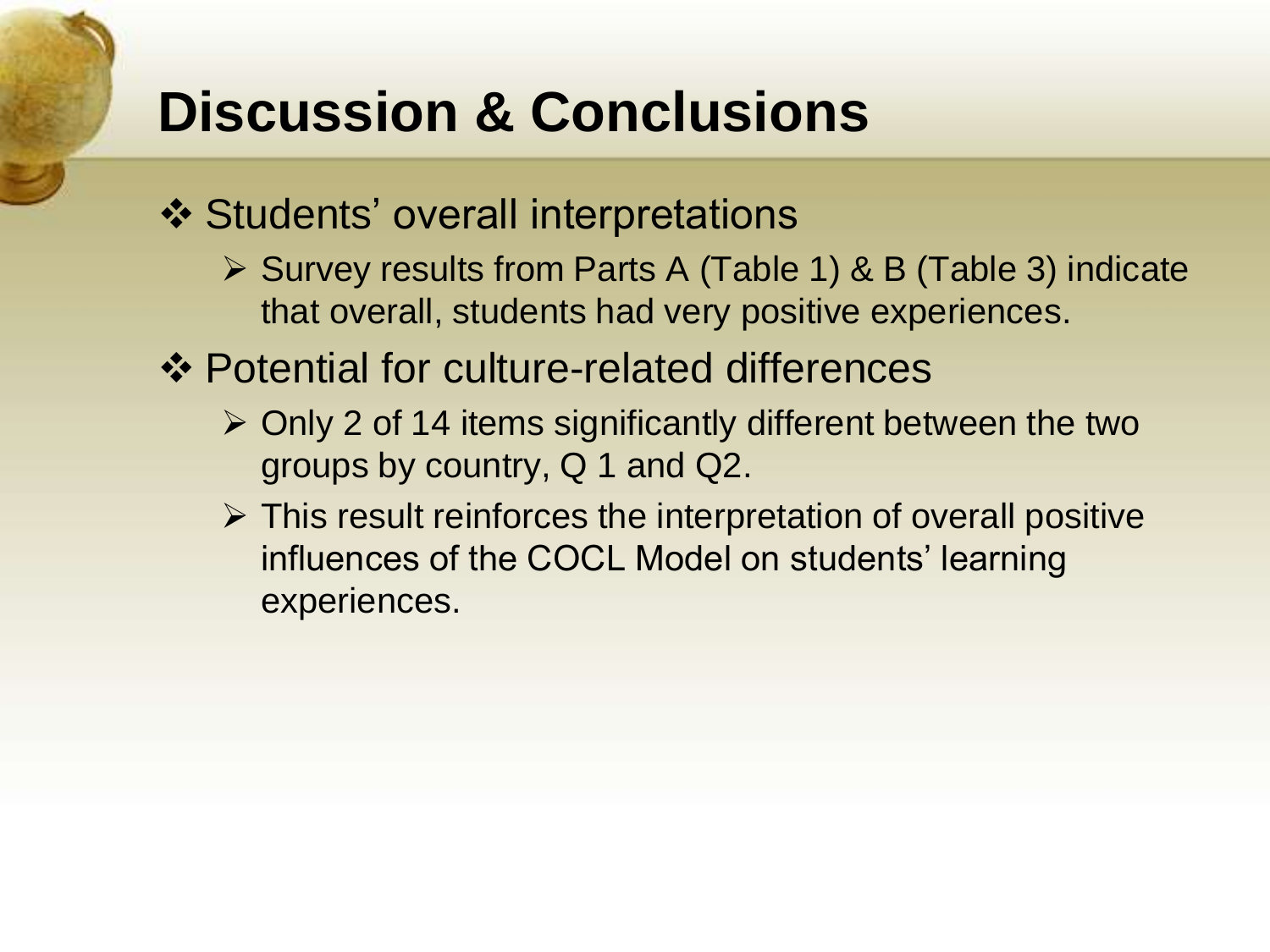# Discussion & Conclusions

- Students' overall interpretations
  - Survey results from Parts A (Table 1) & B (Table 3) indicate that overall, students had very positive experiences.
- Potential for culture-related differences
  - Only 2 of 14 items significantly different between the two groups by country, Q 1 and Q2.
  - This result reinforces the interpretation of overall positive influences of the COCL Model on students' learning experiences.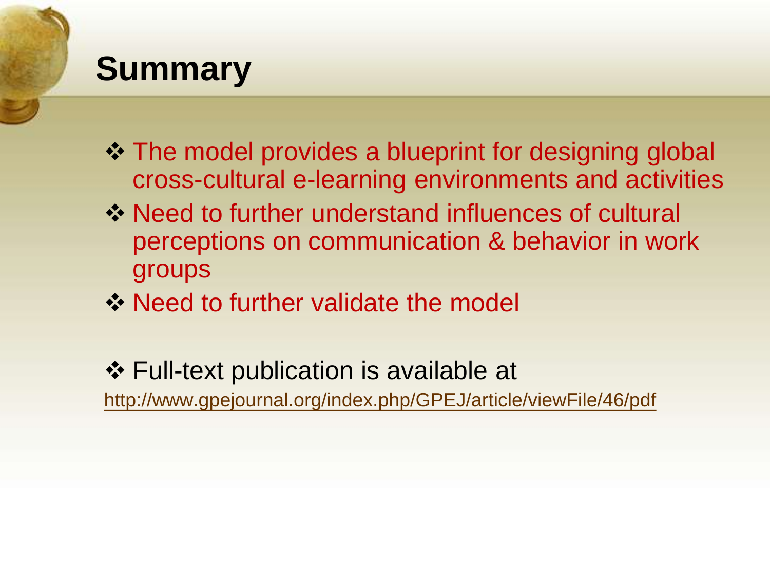# Summary

- The model provides a blueprint for designing global cross-cultural e-learning environments and activities
- Need to further understand influences of cultural perceptions on communication & behavior in work groups
- Need to further validate the model

- Full-text publication is available at http://www.gpejournal.org/index.php/GPEJ/article/viewFile/46/pdf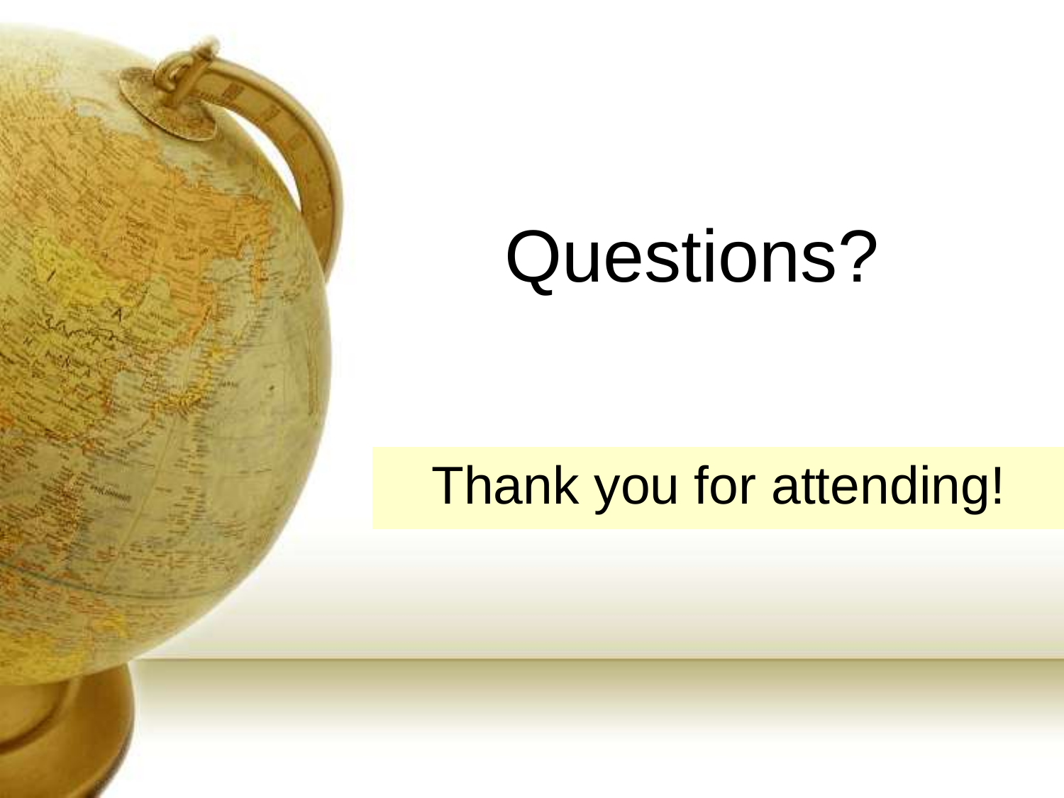# Questions?

Thank you for attending!